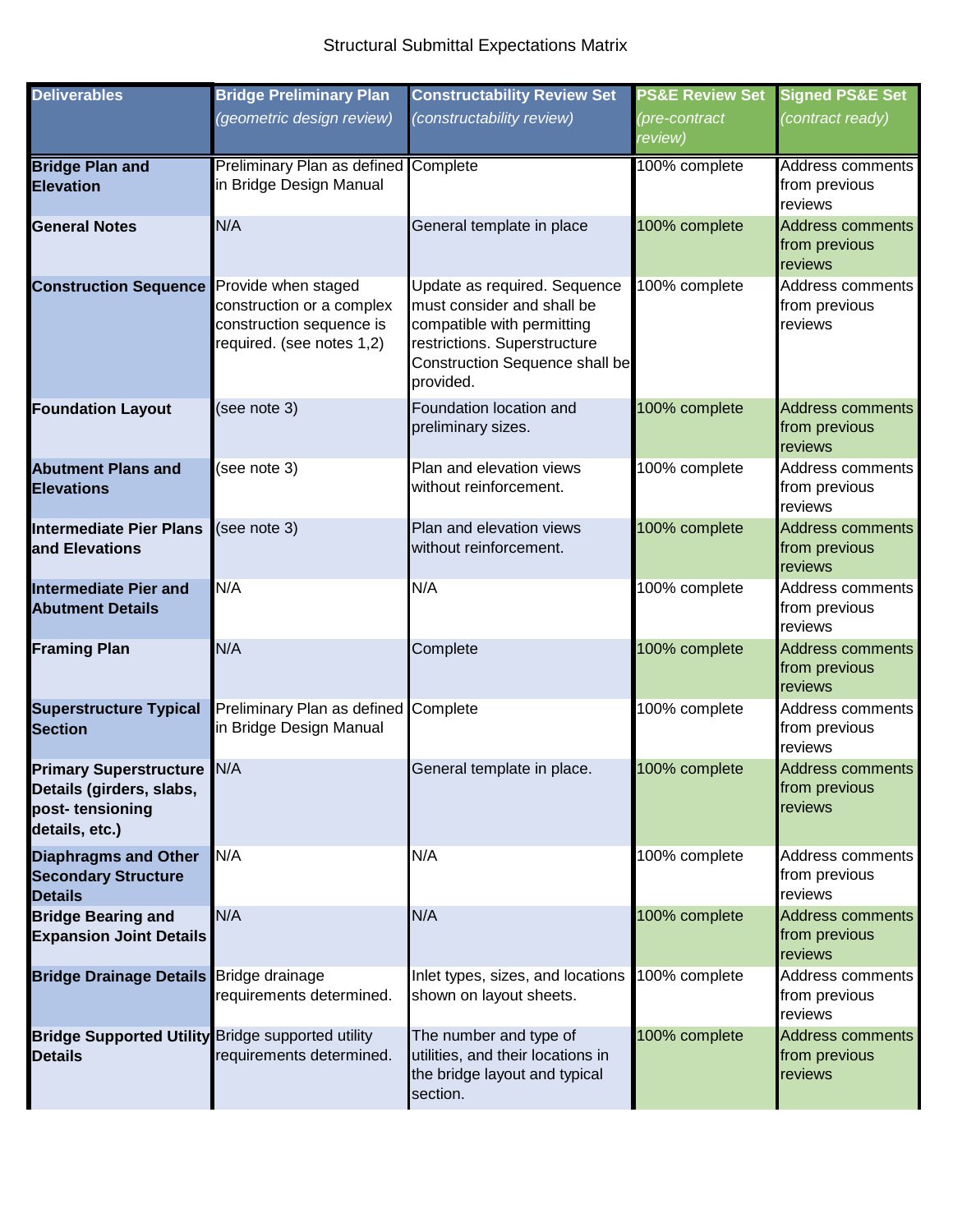Structural Submittal Expectations Matrix

| **Deliverables** | **Bridge Preliminary Plan** *(geometric design review)* | **Constructability Review Set** *(constructability review)* | **PS&E Review Set** *(pre-contract review)* | **Signed PS&E Set** *(contract ready)* |
| --- | --- | --- | --- | --- |
| **Bridge Plan and Elevation** | Preliminary Plan as defined in Bridge Design Manual | Complete | 100% complete | Address comments from previous reviews |
| **General Notes** | N/A | General template in place | 100% complete | Address comments from previous reviews |
| **Construction Sequence** | Provide when staged construction or a complex construction sequence is required. (see notes 1,2) | Update as required. Sequence must consider and shall be compatible with permitting restrictions. Superstructure Construction Sequence shall be provided. | 100% complete | Address comments from previous reviews |
| **Foundation Layout** | (see note 3) | Foundation location and preliminary sizes. | 100% complete | Address comments from previous reviews |
| **Abutment Plans and Elevations** | (see note 3) | Plan and elevation views without reinforcement. | 100% complete | Address comments from previous reviews |
| **Intermediate Pier Plans and Elevations** | (see note 3) | Plan and elevation views without reinforcement. | 100% complete | Address comments from previous reviews |
| **Intermediate Pier and Abutment Details** | N/A | N/A | 100% complete | Address comments from previous reviews |
| **Framing Plan** | N/A | Complete | 100% complete | Address comments from previous reviews |
| **Superstructure Typical Section** | Preliminary Plan as defined in Bridge Design Manual | Complete | 100% complete | Address comments from previous reviews |
| **Primary Superstructure Details (girders, slabs, post- tensioning details, etc.)** | N/A | General template in place. | 100% complete | Address comments from previous reviews |
| **Diaphragms and Other Secondary Structure Details** | N/A | N/A | 100% complete | Address comments from previous reviews |
| **Bridge Bearing and Expansion Joint Details** | N/A | N/A | 100% complete | Address comments from previous reviews |
| **Bridge Drainage Details** | Bridge drainage requirements determined. | Inlet types, sizes, and locations shown on layout sheets. | 100% complete | Address comments from previous reviews |
| **Bridge Supported Utility Details** | Bridge supported utility requirements determined. | The number and type of utilities, and their locations in the bridge layout and typical section. | 100% complete | Address comments from previous reviews |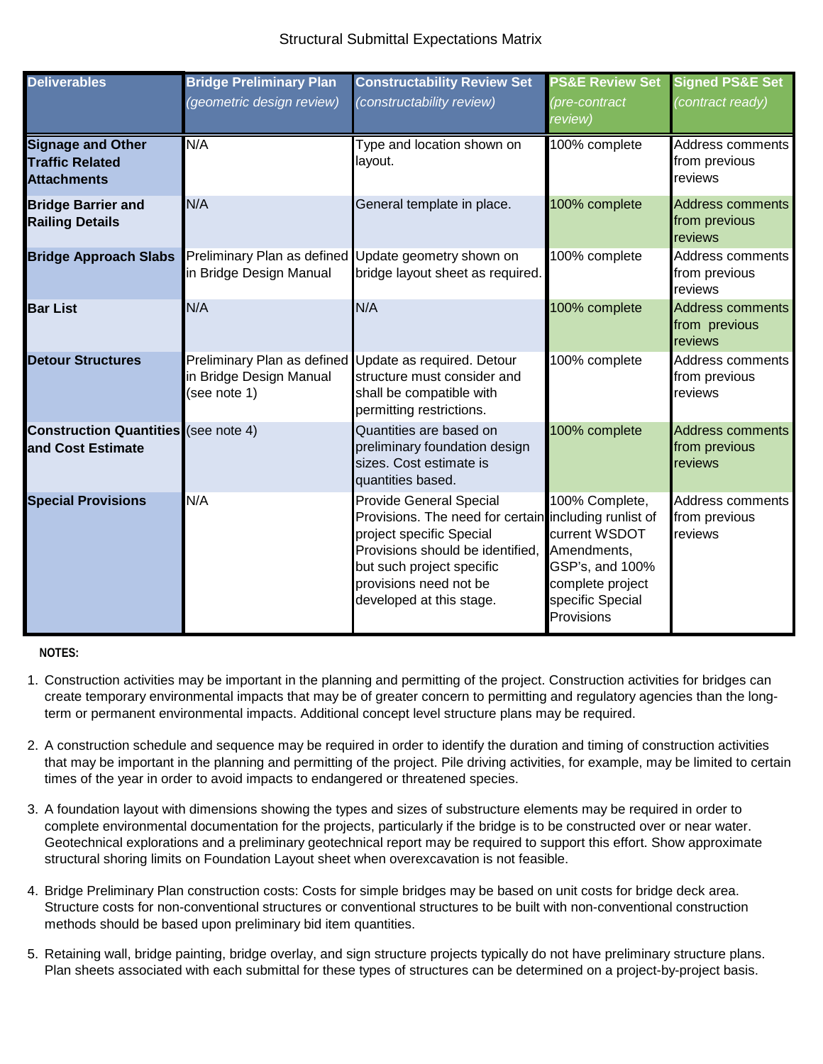Structural Submittal Expectations Matrix

| **Deliverables** | **Bridge Preliminary Plan** *(geometric design review)* | **Constructability Review Set** *(constructability review)* | **PS&E Review Set** *(pre-contract review)* | **Signed PS&E Set** *(contract ready)* |
|---|---|---|---|---|
| **Signage and Other Traffic Related Attachments** | N/A | Type and location shown on layout. | 100% complete | Address comments from previous reviews |
| **Bridge Barrier and Railing Details** | N/A | General template in place. | 100% complete | Address comments from previous reviews |
| **Bridge Approach Slabs** | Preliminary Plan as defined in Bridge Design Manual | Update geometry shown on bridge layout sheet as required. | 100% complete | Address comments from previous reviews |
| **Bar List** | N/A | N/A | 100% complete | Address comments from previous reviews |
| **Detour Structures** | Preliminary Plan as defined in Bridge Design Manual (see note 1) | Update as required. Detour structure must consider and shall be compatible with permitting restrictions. | 100% complete | Address comments from previous reviews |
| **Construction Quantities and Cost Estimate** | (see note 4) | Quantities are based on preliminary foundation design sizes. Cost estimate is quantities based. | 100% complete | Address comments from previous reviews |
| **Special Provisions** | N/A | Provide General Special Provisions. The need for certain project specific Special Provisions should be identified, but such project specific provisions need not be developed at this stage. | 100% Complete, including runlist of current WSDOT Amendments, GSP's, and 100% complete project specific Special Provisions | Address comments from previous reviews |

**NOTES:**

1. Construction activities may be important in the planning and permitting of the project. Construction activities for bridges can create temporary environmental impacts that may be of greater concern to permitting and regulatory agencies than the long-term or permanent environmental impacts. Additional concept level structure plans may be required.

2. A construction schedule and sequence may be required in order to identify the duration and timing of construction activities that may be important in the planning and permitting of the project. Pile driving activities, for example, may be limited to certain times of the year in order to avoid impacts to endangered or threatened species.

3. A foundation layout with dimensions showing the types and sizes of substructure elements may be required in order to complete environmental documentation for the projects, particularly if the bridge is to be constructed over or near water. Geotechnical explorations and a preliminary geotechnical report may be required to support this effort. Show approximate structural shoring limits on Foundation Layout sheet when overexcavation is not feasible.

4. Bridge Preliminary Plan construction costs: Costs for simple bridges may be based on unit costs for bridge deck area. Structure costs for non-conventional structures or conventional structures to be built with non-conventional construction methods should be based upon preliminary bid item quantities.

5. Retaining wall, bridge painting, bridge overlay, and sign structure projects typically do not have preliminary structure plans. Plan sheets associated with each submittal for these types of structures can be determined on a project-by-project basis.